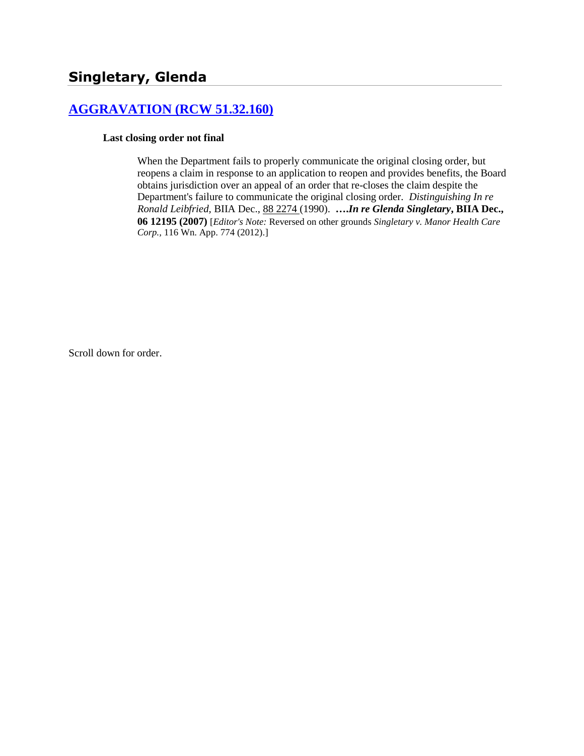# Singletary, Glenda

## [AGGRAVATION (RCW 51.32.160)]

**Last closing order not final**

> When the Department fails to properly communicate the original closing order, but reopens a claim in response to an application to reopen and provides benefits, the Board obtains jurisdiction over an appeal of an order that re-closes the claim despite the Department's failure to communicate the original closing order. *Distinguishing In re Ronald Leibfried*, BIIA Dec., 88 2274 (1990). ***….In re Glenda Singletary*, BIIA Dec., 06 12195 (2007)** [*Editor's Note:* Reversed on other grounds *Singletary v. Manor Health Care Corp.,* 116 Wn. App. 774 (2012).]

Scroll down for order.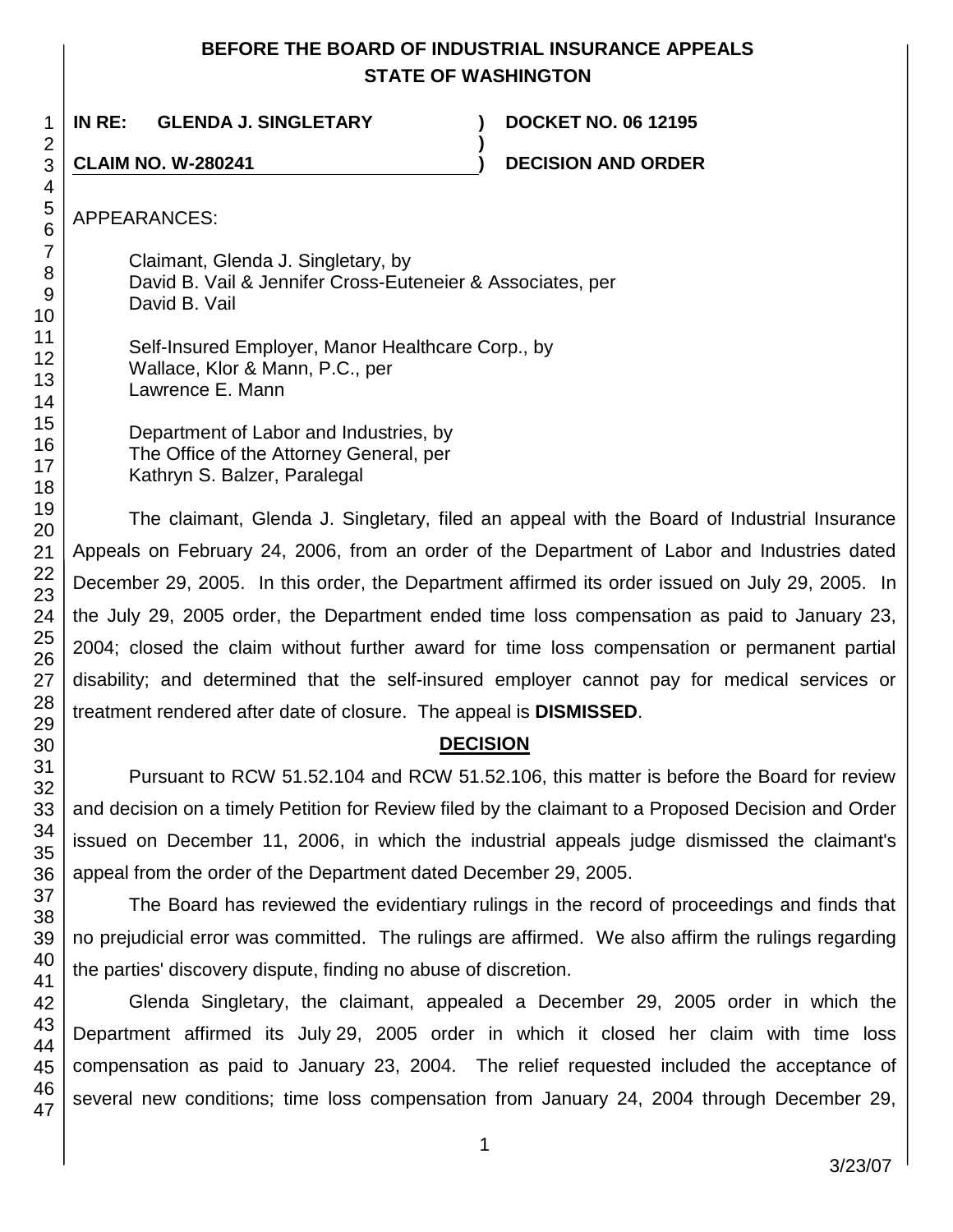# BEFORE THE BOARD OF INDUSTRIAL INSURANCE APPEALS
# STATE OF WASHINGTON

**IN RE: GLENDA J. SINGLETARY** ) **DOCKET NO. 06 12195**

**CLAIM NO. W-280241** ) **DECISION AND ORDER**

APPEARANCES:

Claimant, Glenda J. Singletary, by
David B. Vail & Jennifer Cross-Euteneier & Associates, per
David B. Vail

Self-Insured Employer, Manor Healthcare Corp., by
Wallace, Klor & Mann, P.C., per
Lawrence E. Mann

Department of Labor and Industries, by
The Office of the Attorney General, per
Kathryn S. Balzer, Paralegal

The claimant, Glenda J. Singletary, filed an appeal with the Board of Industrial Insurance Appeals on February 24, 2006, from an order of the Department of Labor and Industries dated December 29, 2005. In this order, the Department affirmed its order issued on July 29, 2005. In the July 29, 2005 order, the Department ended time loss compensation as paid to January 23, 2004; closed the claim without further award for time loss compensation or permanent partial disability; and determined that the self-insured employer cannot pay for medical services or treatment rendered after date of closure. The appeal is **DISMISSED**.

## DECISION

Pursuant to RCW 51.52.104 and RCW 51.52.106, this matter is before the Board for review and decision on a timely Petition for Review filed by the claimant to a Proposed Decision and Order issued on December 11, 2006, in which the industrial appeals judge dismissed the claimant's appeal from the order of the Department dated December 29, 2005.

The Board has reviewed the evidentiary rulings in the record of proceedings and finds that no prejudicial error was committed. The rulings are affirmed. We also affirm the rulings regarding the parties' discovery dispute, finding no abuse of discretion.

Glenda Singletary, the claimant, appealed a December 29, 2005 order in which the Department affirmed its July 29, 2005 order in which it closed her claim with time loss compensation as paid to January 23, 2004. The relief requested included the acceptance of several new conditions; time loss compensation from January 24, 2004 through December 29,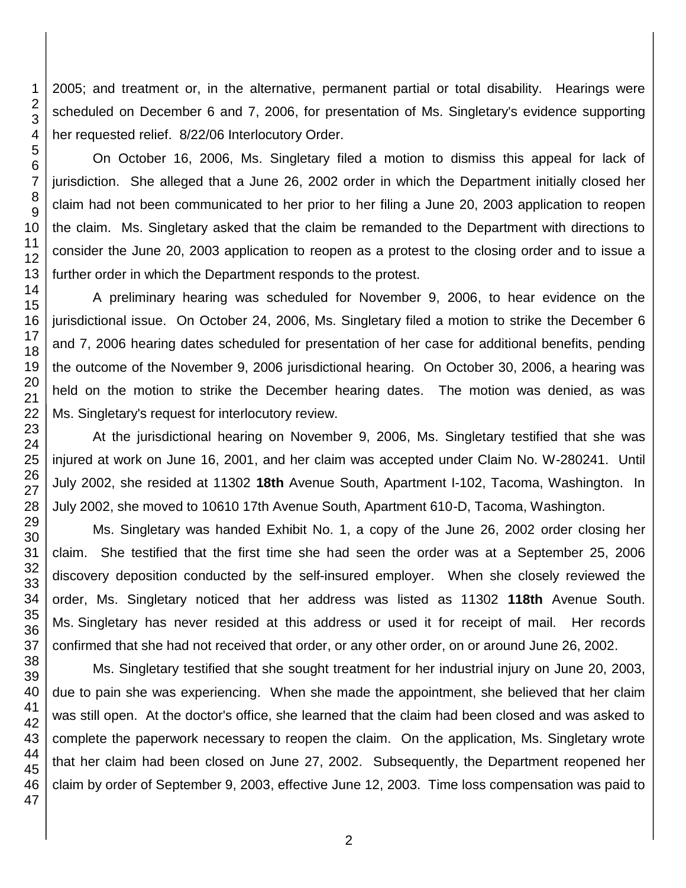2005; and treatment or, in the alternative, permanent partial or total disability. Hearings were scheduled on December 6 and 7, 2006, for presentation of Ms. Singletary's evidence supporting her requested relief. 8/22/06 Interlocutory Order.

On October 16, 2006, Ms. Singletary filed a motion to dismiss this appeal for lack of jurisdiction. She alleged that a June 26, 2002 order in which the Department initially closed her claim had not been communicated to her prior to her filing a June 20, 2003 application to reopen the claim. Ms. Singletary asked that the claim be remanded to the Department with directions to consider the June 20, 2003 application to reopen as a protest to the closing order and to issue a further order in which the Department responds to the protest.

A preliminary hearing was scheduled for November 9, 2006, to hear evidence on the jurisdictional issue. On October 24, 2006, Ms. Singletary filed a motion to strike the December 6 and 7, 2006 hearing dates scheduled for presentation of her case for additional benefits, pending the outcome of the November 9, 2006 jurisdictional hearing. On October 30, 2006, a hearing was held on the motion to strike the December hearing dates. The motion was denied, as was Ms. Singletary's request for interlocutory review.

At the jurisdictional hearing on November 9, 2006, Ms. Singletary testified that she was injured at work on June 16, 2001, and her claim was accepted under Claim No. W-280241. Until July 2002, she resided at 11302 **18th** Avenue South, Apartment I-102, Tacoma, Washington. In July 2002, she moved to 10610 17th Avenue South, Apartment 610-D, Tacoma, Washington.

Ms. Singletary was handed Exhibit No. 1, a copy of the June 26, 2002 order closing her claim. She testified that the first time she had seen the order was at a September 25, 2006 discovery deposition conducted by the self-insured employer. When she closely reviewed the order, Ms. Singletary noticed that her address was listed as 11302 **118th** Avenue South. Ms. Singletary has never resided at this address or used it for receipt of mail. Her records confirmed that she had not received that order, or any other order, on or around June 26, 2002.

Ms. Singletary testified that she sought treatment for her industrial injury on June 20, 2003, due to pain she was experiencing. When she made the appointment, she believed that her claim was still open. At the doctor's office, she learned that the claim had been closed and was asked to complete the paperwork necessary to reopen the claim. On the application, Ms. Singletary wrote that her claim had been closed on June 27, 2002. Subsequently, the Department reopened her claim by order of September 9, 2003, effective June 12, 2003. Time loss compensation was paid to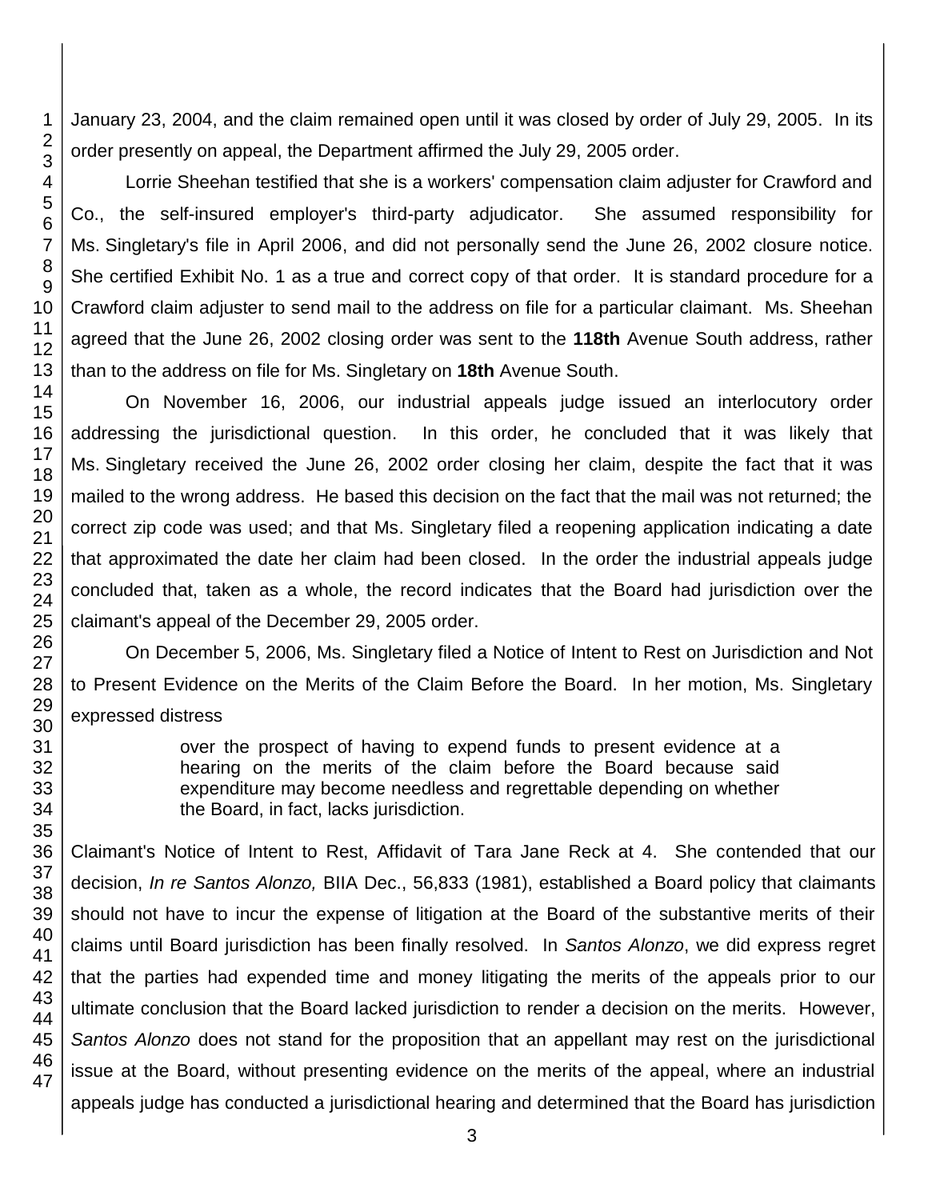January 23, 2004, and the claim remained open until it was closed by order of July 29, 2005. In its order presently on appeal, the Department affirmed the July 29, 2005 order.

Lorrie Sheehan testified that she is a workers' compensation claim adjuster for Crawford and Co., the self-insured employer's third-party adjudicator. She assumed responsibility for Ms. Singletary's file in April 2006, and did not personally send the June 26, 2002 closure notice. She certified Exhibit No. 1 as a true and correct copy of that order. It is standard procedure for a Crawford claim adjuster to send mail to the address on file for a particular claimant. Ms. Sheehan agreed that the June 26, 2002 closing order was sent to the **118th** Avenue South address, rather than to the address on file for Ms. Singletary on **18th** Avenue South.

On November 16, 2006, our industrial appeals judge issued an interlocutory order addressing the jurisdictional question. In this order, he concluded that it was likely that Ms. Singletary received the June 26, 2002 order closing her claim, despite the fact that it was mailed to the wrong address. He based this decision on the fact that the mail was not returned; the correct zip code was used; and that Ms. Singletary filed a reopening application indicating a date that approximated the date her claim had been closed. In the order the industrial appeals judge concluded that, taken as a whole, the record indicates that the Board had jurisdiction over the claimant's appeal of the December 29, 2005 order.

On December 5, 2006, Ms. Singletary filed a Notice of Intent to Rest on Jurisdiction and Not to Present Evidence on the Merits of the Claim Before the Board. In her motion, Ms. Singletary expressed distress

> over the prospect of having to expend funds to present evidence at a hearing on the merits of the claim before the Board because said expenditure may become needless and regrettable depending on whether the Board, in fact, lacks jurisdiction.

Claimant's Notice of Intent to Rest, Affidavit of Tara Jane Reck at 4. She contended that our decision, *In re Santos Alonzo,* BIIA Dec., 56,833 (1981), established a Board policy that claimants should not have to incur the expense of litigation at the Board of the substantive merits of their claims until Board jurisdiction has been finally resolved. In *Santos Alonzo*, we did express regret that the parties had expended time and money litigating the merits of the appeals prior to our ultimate conclusion that the Board lacked jurisdiction to render a decision on the merits. However, *Santos Alonzo* does not stand for the proposition that an appellant may rest on the jurisdictional issue at the Board, without presenting evidence on the merits of the appeal, where an industrial appeals judge has conducted a jurisdictional hearing and determined that the Board has jurisdiction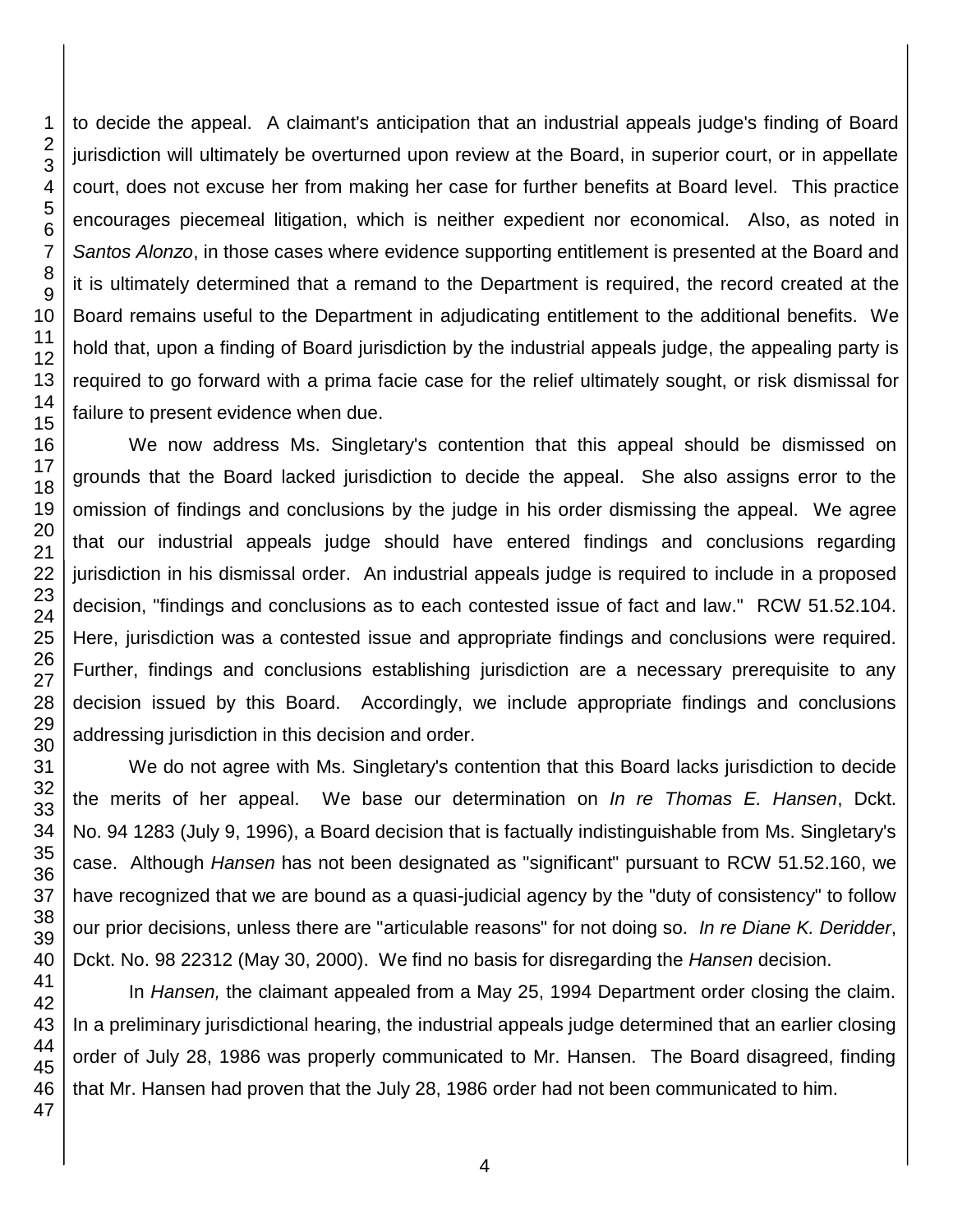to decide the appeal. A claimant's anticipation that an industrial appeals judge's finding of Board jurisdiction will ultimately be overturned upon review at the Board, in superior court, or in appellate court, does not excuse her from making her case for further benefits at Board level. This practice encourages piecemeal litigation, which is neither expedient nor economical. Also, as noted in *Santos Alonzo*, in those cases where evidence supporting entitlement is presented at the Board and it is ultimately determined that a remand to the Department is required, the record created at the Board remains useful to the Department in adjudicating entitlement to the additional benefits. We hold that, upon a finding of Board jurisdiction by the industrial appeals judge, the appealing party is required to go forward with a prima facie case for the relief ultimately sought, or risk dismissal for failure to present evidence when due.

We now address Ms. Singletary's contention that this appeal should be dismissed on grounds that the Board lacked jurisdiction to decide the appeal. She also assigns error to the omission of findings and conclusions by the judge in his order dismissing the appeal. We agree that our industrial appeals judge should have entered findings and conclusions regarding jurisdiction in his dismissal order. An industrial appeals judge is required to include in a proposed decision, "findings and conclusions as to each contested issue of fact and law." RCW 51.52.104. Here, jurisdiction was a contested issue and appropriate findings and conclusions were required. Further, findings and conclusions establishing jurisdiction are a necessary prerequisite to any decision issued by this Board. Accordingly, we include appropriate findings and conclusions addressing jurisdiction in this decision and order.

We do not agree with Ms. Singletary's contention that this Board lacks jurisdiction to decide the merits of her appeal. We base our determination on *In re Thomas E. Hansen*, Dckt. No. 94 1283 (July 9, 1996), a Board decision that is factually indistinguishable from Ms. Singletary's case. Although *Hansen* has not been designated as "significant" pursuant to RCW 51.52.160, we have recognized that we are bound as a quasi-judicial agency by the "duty of consistency" to follow our prior decisions, unless there are "articulable reasons" for not doing so. *In re Diane K. Deridder*, Dckt. No. 98 22312 (May 30, 2000). We find no basis for disregarding the *Hansen* decision.

In *Hansen,* the claimant appealed from a May 25, 1994 Department order closing the claim. In a preliminary jurisdictional hearing, the industrial appeals judge determined that an earlier closing order of July 28, 1986 was properly communicated to Mr. Hansen. The Board disagreed, finding that Mr. Hansen had proven that the July 28, 1986 order had not been communicated to him.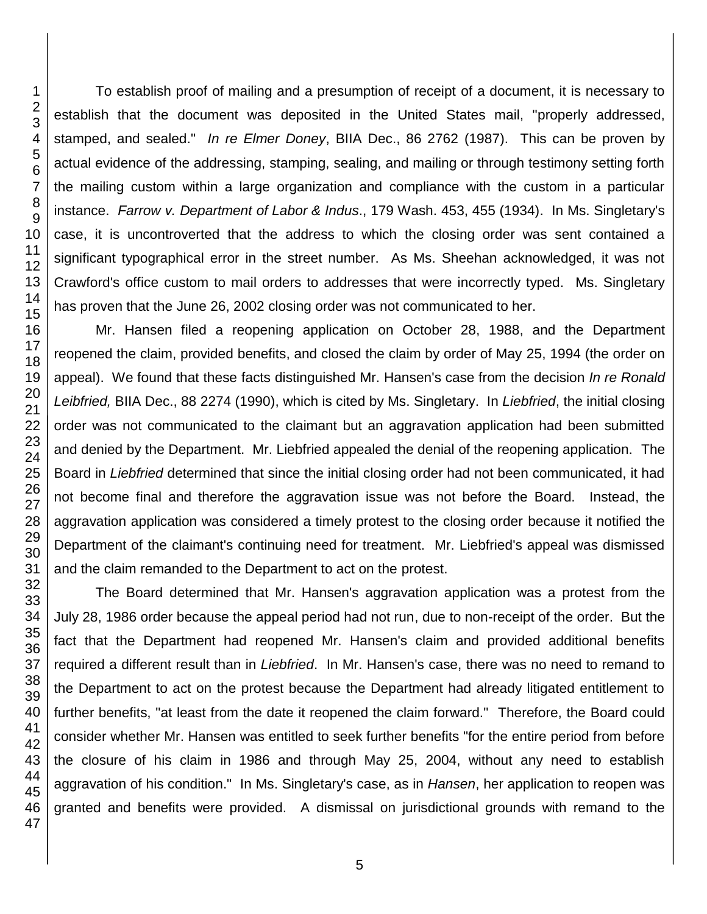To establish proof of mailing and a presumption of receipt of a document, it is necessary to establish that the document was deposited in the United States mail, "properly addressed, stamped, and sealed." *In re Elmer Doney*, BIIA Dec., 86 2762 (1987). This can be proven by actual evidence of the addressing, stamping, sealing, and mailing or through testimony setting forth the mailing custom within a large organization and compliance with the custom in a particular instance. *Farrow v. Department of Labor & Indus*., 179 Wash. 453, 455 (1934). In Ms. Singletary's case, it is uncontroverted that the address to which the closing order was sent contained a significant typographical error in the street number. As Ms. Sheehan acknowledged, it was not Crawford's office custom to mail orders to addresses that were incorrectly typed. Ms. Singletary has proven that the June 26, 2002 closing order was not communicated to her.

Mr. Hansen filed a reopening application on October 28, 1988, and the Department reopened the claim, provided benefits, and closed the claim by order of May 25, 1994 (the order on appeal). We found that these facts distinguished Mr. Hansen's case from the decision *In re Ronald Leibfried,* BIIA Dec., 88 2274 (1990), which is cited by Ms. Singletary. In *Liebfried*, the initial closing order was not communicated to the claimant but an aggravation application had been submitted and denied by the Department. Mr. Liebfried appealed the denial of the reopening application. The Board in *Liebfried* determined that since the initial closing order had not been communicated, it had not become final and therefore the aggravation issue was not before the Board. Instead, the aggravation application was considered a timely protest to the closing order because it notified the Department of the claimant's continuing need for treatment. Mr. Liebfried's appeal was dismissed and the claim remanded to the Department to act on the protest.

The Board determined that Mr. Hansen's aggravation application was a protest from the July 28, 1986 order because the appeal period had not run, due to non-receipt of the order. But the fact that the Department had reopened Mr. Hansen's claim and provided additional benefits required a different result than in *Liebfried*. In Mr. Hansen's case, there was no need to remand to the Department to act on the protest because the Department had already litigated entitlement to further benefits, "at least from the date it reopened the claim forward." Therefore, the Board could consider whether Mr. Hansen was entitled to seek further benefits "for the entire period from before the closure of his claim in 1986 and through May 25, 2004, without any need to establish aggravation of his condition." In Ms. Singletary's case, as in *Hansen*, her application to reopen was granted and benefits were provided. A dismissal on jurisdictional grounds with remand to the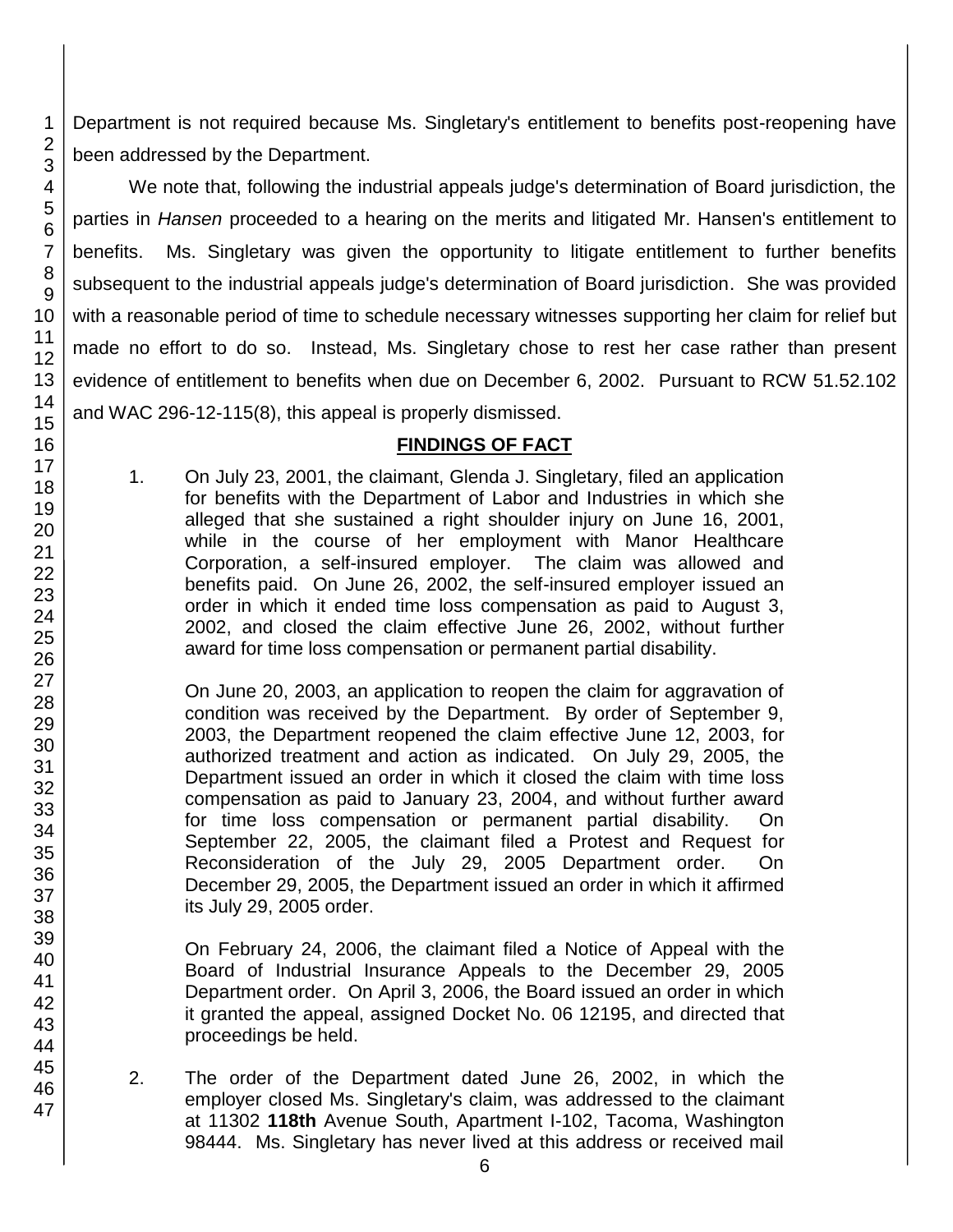Department is not required because Ms. Singletary's entitlement to benefits post-reopening have been addressed by the Department.

We note that, following the industrial appeals judge's determination of Board jurisdiction, the parties in *Hansen* proceeded to a hearing on the merits and litigated Mr. Hansen's entitlement to benefits. Ms. Singletary was given the opportunity to litigate entitlement to further benefits subsequent to the industrial appeals judge's determination of Board jurisdiction. She was provided with a reasonable period of time to schedule necessary witnesses supporting her claim for relief but made no effort to do so. Instead, Ms. Singletary chose to rest her case rather than present evidence of entitlement to benefits when due on December 6, 2002. Pursuant to RCW 51.52.102 and WAC 296-12-115(8), this appeal is properly dismissed.

## FINDINGS OF FACT

1. On July 23, 2001, the claimant, Glenda J. Singletary, filed an application for benefits with the Department of Labor and Industries in which she alleged that she sustained a right shoulder injury on June 16, 2001, while in the course of her employment with Manor Healthcare Corporation, a self-insured employer. The claim was allowed and benefits paid. On June 26, 2002, the self-insured employer issued an order in which it ended time loss compensation as paid to August 3, 2002, and closed the claim effective June 26, 2002, without further award for time loss compensation or permanent partial disability.

   On June 20, 2003, an application to reopen the claim for aggravation of condition was received by the Department. By order of September 9, 2003, the Department reopened the claim effective June 12, 2003, for authorized treatment and action as indicated. On July 29, 2005, the Department issued an order in which it closed the claim with time loss compensation as paid to January 23, 2004, and without further award for time loss compensation or permanent partial disability. On September 22, 2005, the claimant filed a Protest and Request for Reconsideration of the July 29, 2005 Department order. On December 29, 2005, the Department issued an order in which it affirmed its July 29, 2005 order.

   On February 24, 2006, the claimant filed a Notice of Appeal with the Board of Industrial Insurance Appeals to the December 29, 2005 Department order. On April 3, 2006, the Board issued an order in which it granted the appeal, assigned Docket No. 06 12195, and directed that proceedings be held.

2. The order of the Department dated June 26, 2002, in which the employer closed Ms. Singletary's claim, was addressed to the claimant at 11302 **118th** Avenue South, Apartment I-102, Tacoma, Washington 98444. Ms. Singletary has never lived at this address or received mail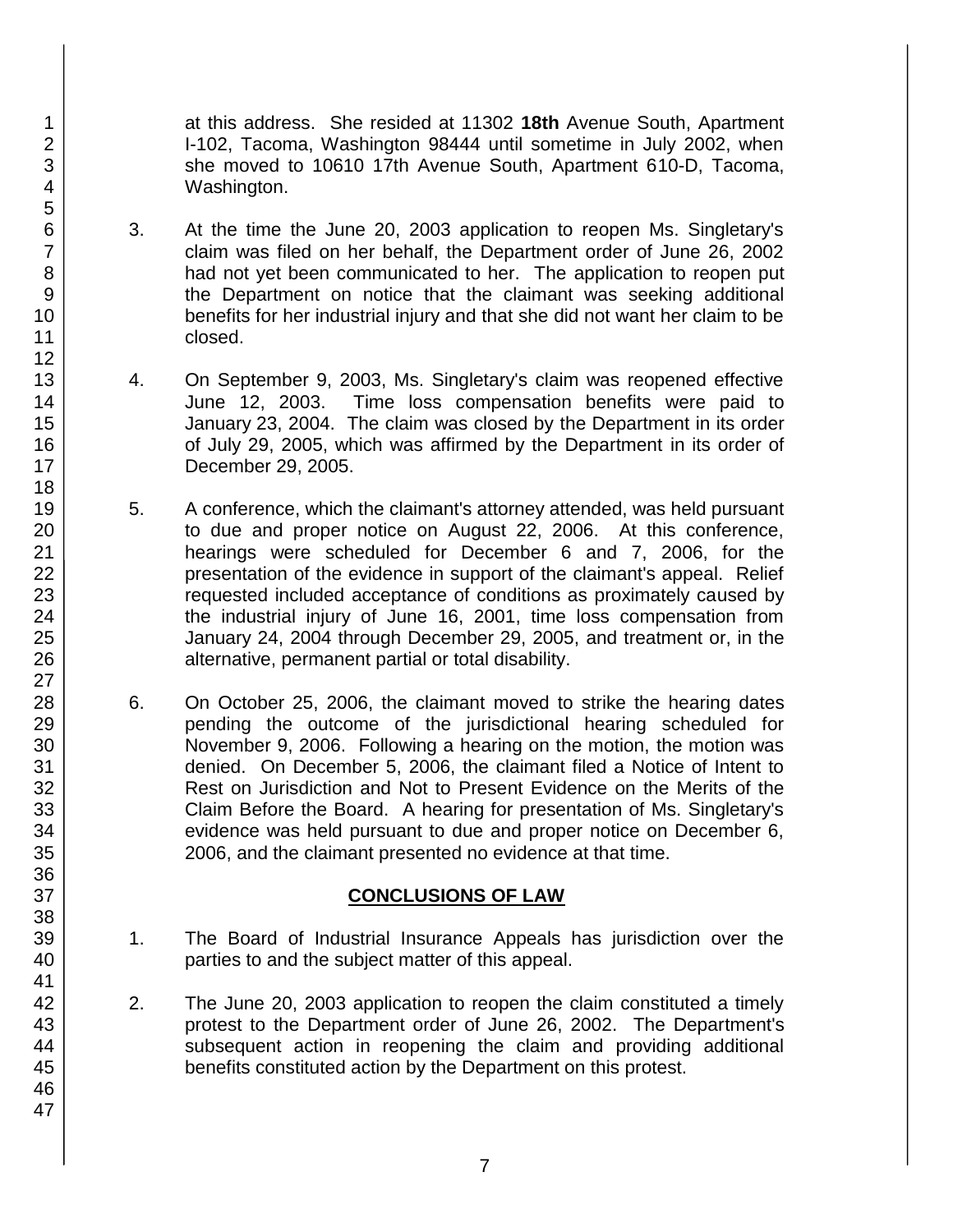at this address. She resided at 11302 **18th** Avenue South, Apartment I-102, Tacoma, Washington 98444 until sometime in July 2002, when she moved to 10610 17th Avenue South, Apartment 610-D, Tacoma, Washington.

3. At the time the June 20, 2003 application to reopen Ms. Singletary's claim was filed on her behalf, the Department order of June 26, 2002 had not yet been communicated to her. The application to reopen put the Department on notice that the claimant was seeking additional benefits for her industrial injury and that she did not want her claim to be closed.

4. On September 9, 2003, Ms. Singletary's claim was reopened effective June 12, 2003. Time loss compensation benefits were paid to January 23, 2004. The claim was closed by the Department in its order of July 29, 2005, which was affirmed by the Department in its order of December 29, 2005.

5. A conference, which the claimant's attorney attended, was held pursuant to due and proper notice on August 22, 2006. At this conference, hearings were scheduled for December 6 and 7, 2006, for the presentation of the evidence in support of the claimant's appeal. Relief requested included acceptance of conditions as proximately caused by the industrial injury of June 16, 2001, time loss compensation from January 24, 2004 through December 29, 2005, and treatment or, in the alternative, permanent partial or total disability.

6. On October 25, 2006, the claimant moved to strike the hearing dates pending the outcome of the jurisdictional hearing scheduled for November 9, 2006. Following a hearing on the motion, the motion was denied. On December 5, 2006, the claimant filed a Notice of Intent to Rest on Jurisdiction and Not to Present Evidence on the Merits of the Claim Before the Board. A hearing for presentation of Ms. Singletary's evidence was held pursuant to due and proper notice on December 6, 2006, and the claimant presented no evidence at that time.

## CONCLUSIONS OF LAW

1. The Board of Industrial Insurance Appeals has jurisdiction over the parties to and the subject matter of this appeal.

2. The June 20, 2003 application to reopen the claim constituted a timely protest to the Department order of June 26, 2002. The Department's subsequent action in reopening the claim and providing additional benefits constituted action by the Department on this protest.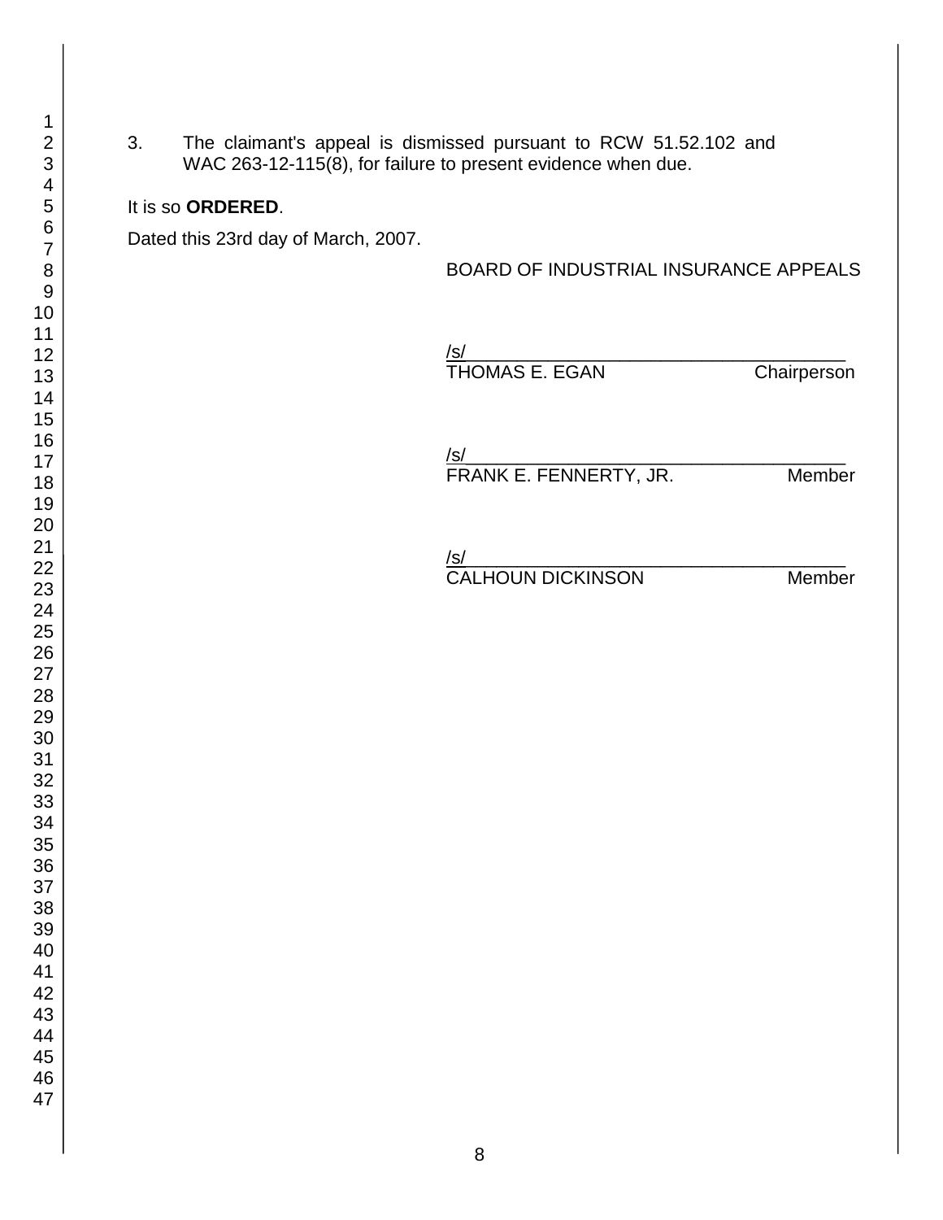3. The claimant's appeal is dismissed pursuant to RCW 51.52.102 and WAC 263-12-115(8), for failure to present evidence when due.

It is so **ORDERED**.

Dated this 23rd day of March, 2007.

BOARD OF INDUSTRIAL INSURANCE APPEALS

/s/
THOMAS E. EGAN Chairperson

/s/
FRANK E. FENNERTY, JR. Member

/s/
CALHOUN DICKINSON Member